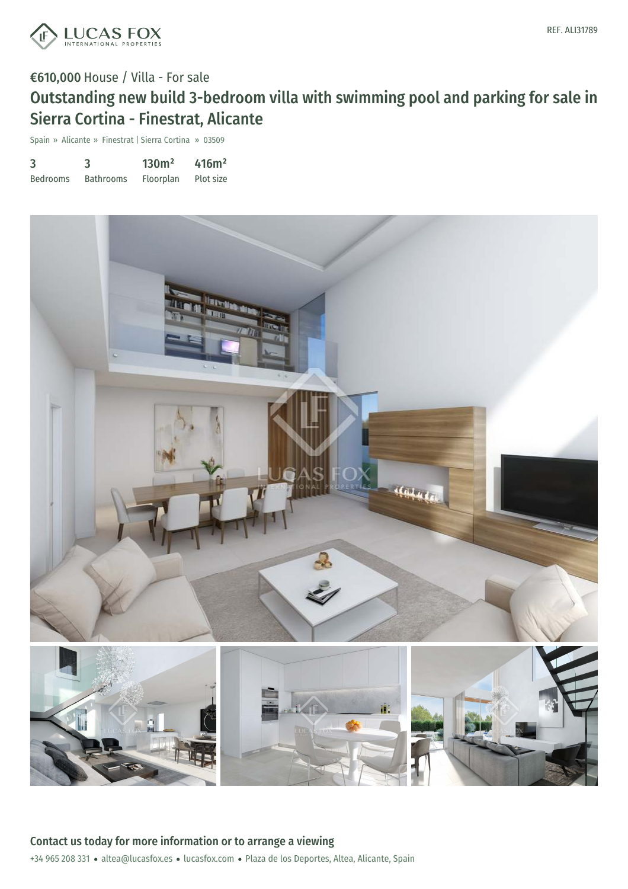REF. ALI31789

**€610,000** House / Villa - For sale

# Outstanding new build 3-bedroom villa with swimming pool and parking for sale in Sierra Cortina - Finestrat, Alicante

Spain » Alicante » Finestrat | Sierra Cortina » 03509

| 3 | 3 | 130m² | 416m² |
|---|---|---|---|
| Bedrooms | Bathrooms | Floorplan | Plot size |

## Contact us today for more information or to arrange a viewing

+34 965 208 331 • altea@lucasfox.es • lucasfox.com • Plaza de los Deportes, Altea, Alicante, Spain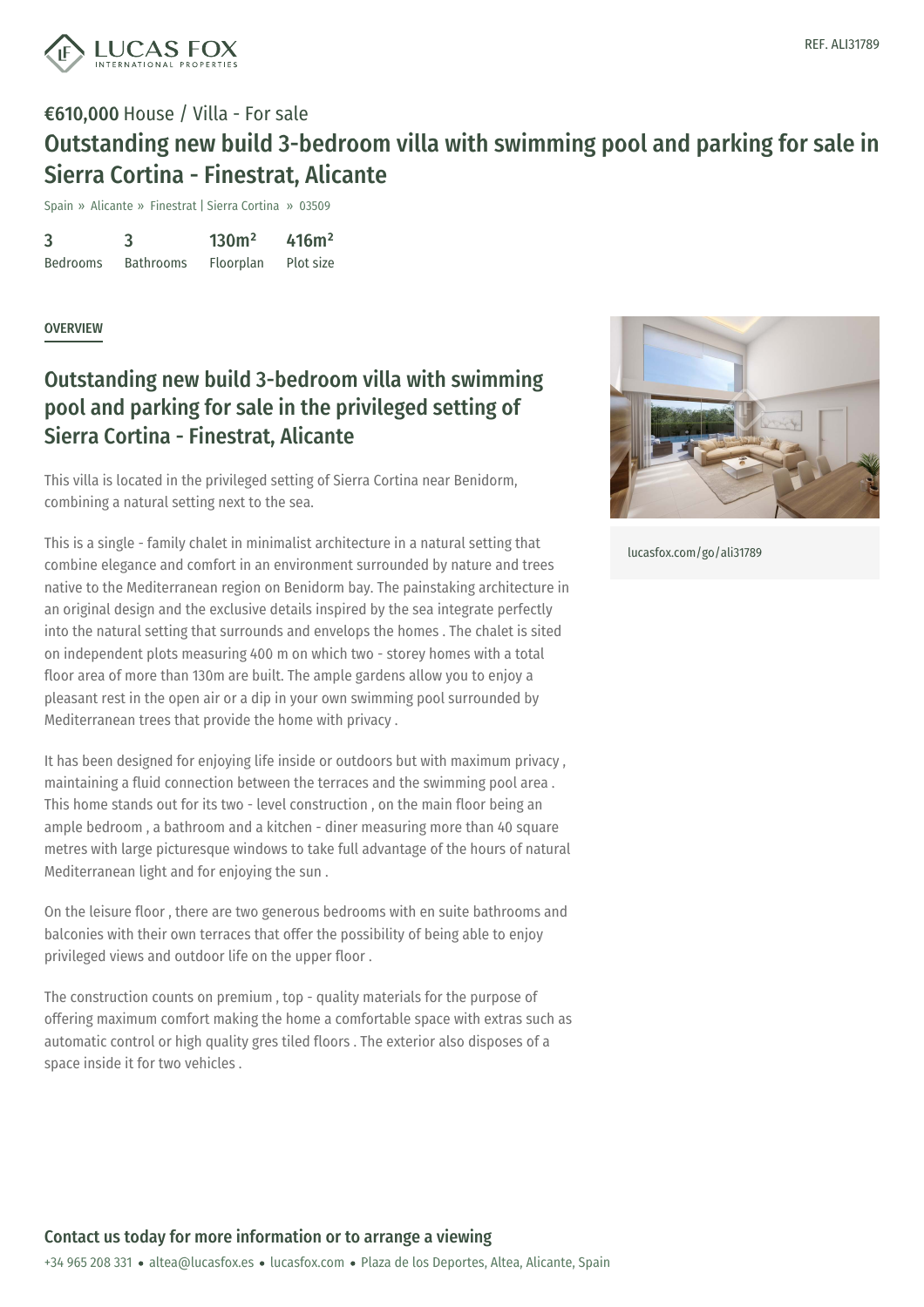REF. ALI31789

**€610,000** House / Villa - For sale

# Outstanding new build 3-bedroom villa with swimming pool and parking for sale in Sierra Cortina - Finestrat, Alicante

Spain » Alicante » Finestrat | Sierra Cortina » 03509

| 3 | 3 | 130m² | 416m² |
|---|---|---|---|
| Bedrooms | Bathrooms | Floorplan | Plot size |

## OVERVIEW

## Outstanding new build 3-bedroom villa with swimming pool and parking for sale in the privileged setting of Sierra Cortina - Finestrat, Alicante

This villa is located in the privileged setting of Sierra Cortina near Benidorm, combining a natural setting next to the sea.

This is a single - family chalet in minimalist architecture in a natural setting that combine elegance and comfort in an environment surrounded by nature and trees native to the Mediterranean region on Benidorm bay. The painstaking architecture in an original design and the exclusive details inspired by the sea integrate perfectly into the natural setting that surrounds and envelops the homes . The chalet is sited on independent plots measuring 400 m on which two - storey homes with a total floor area of more than 130m are built. The ample gardens allow you to enjoy a pleasant rest in the open air or a dip in your own swimming pool surrounded by Mediterranean trees that provide the home with privacy .

It has been designed for enjoying life inside or outdoors but with maximum privacy , maintaining a fluid connection between the terraces and the swimming pool area . This home stands out for its two - level construction , on the main floor being an ample bedroom , a bathroom and a kitchen - diner measuring more than 40 square metres with large picturesque windows to take full advantage of the hours of natural Mediterranean light and for enjoying the sun .

On the leisure floor , there are two generous bedrooms with en suite bathrooms and balconies with their own terraces that offer the possibility of being able to enjoy privileged views and outdoor life on the upper floor .

The construction counts on premium , top - quality materials for the purpose of offering maximum comfort making the home a comfortable space with extras such as automatic control or high quality gres tiled floors . The exterior also disposes of a space inside it for two vehicles .

lucasfox.com/go/ali31789

**Contact us today for more information or to arrange a viewing**

+34 965 208 331 • altea@lucasfox.es • lucasfox.com • Plaza de los Deportes, Altea, Alicante, Spain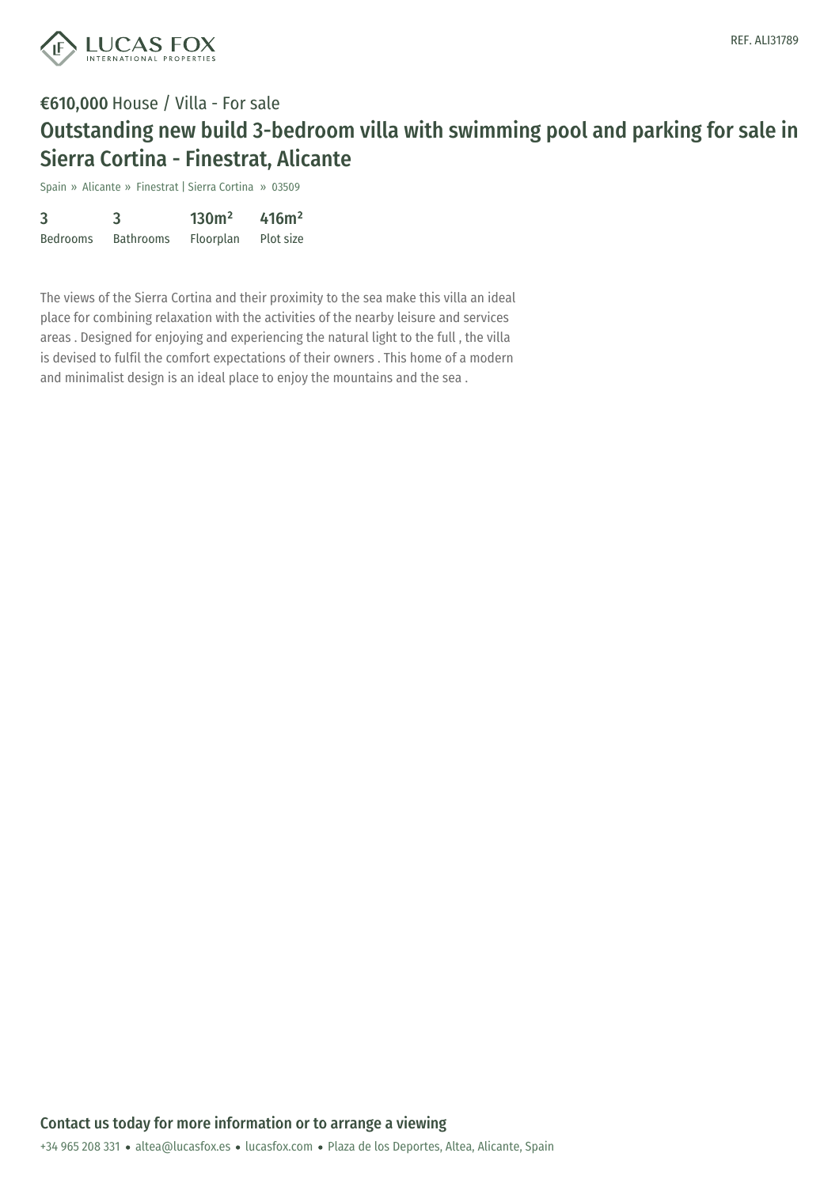REF. ALI31789

**€610,000** House / Villa - For sale

# Outstanding new build 3-bedroom villa with swimming pool and parking for sale in Sierra Cortina - Finestrat, Alicante

Spain » Alicante » Finestrat | Sierra Cortina » 03509

| 3 | 3 | 130m² | 416m² |
|---|---|---|---|
| Bedrooms | Bathrooms | Floorplan | Plot size |

The views of the Sierra Cortina and their proximity to the sea make this villa an ideal place for combining relaxation with the activities of the nearby leisure and services areas . Designed for enjoying and experiencing the natural light to the full , the villa is devised to fulfil the comfort expectations of their owners . This home of a modern and minimalist design is an ideal place to enjoy the mountains and the sea .

## Contact us today for more information or to arrange a viewing

+34 965 208 331 • altea@lucasfox.es • lucasfox.com • Plaza de los Deportes, Altea, Alicante, Spain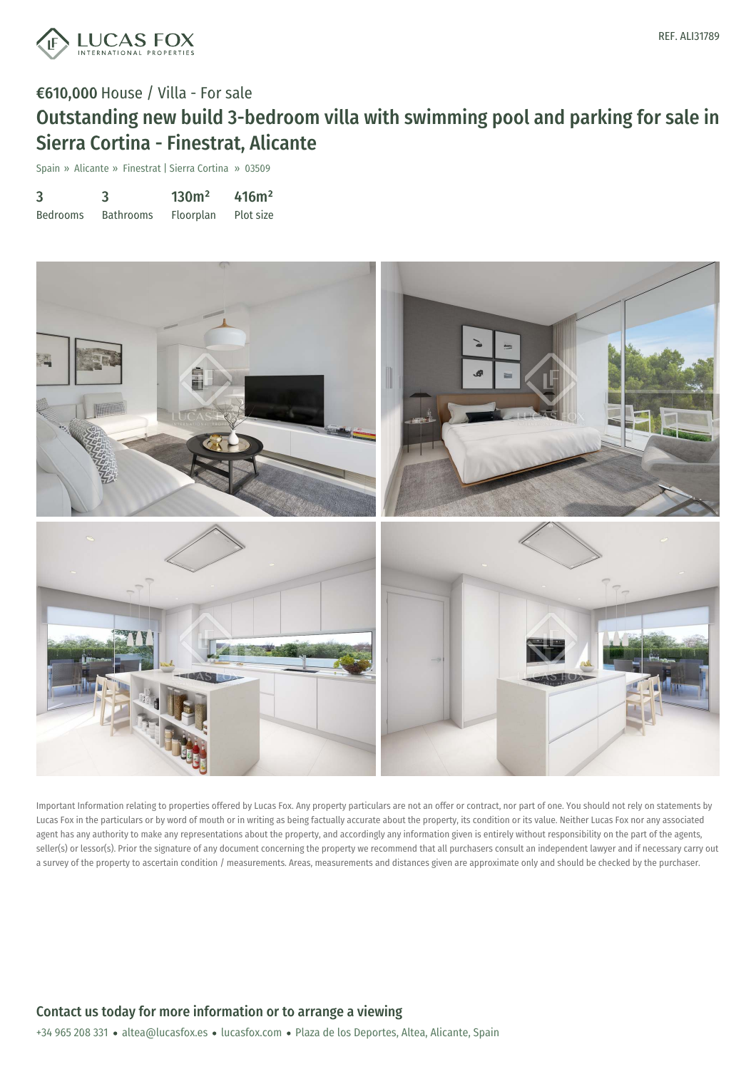REF. ALI31789

€610,000 House / Villa - For sale

# Outstanding new build 3-bedroom villa with swimming pool and parking for sale in Sierra Cortina - Finestrat, Alicante

Spain » Alicante » Finestrat | Sierra Cortina » 03509

| 3 | 3 | 130m² | 416m² |
|---|---|---|---|
| Bedrooms | Bathrooms | Floorplan | Plot size |

Important Information relating to properties offered by Lucas Fox. Any property particulars are not an offer or contract, nor part of one. You should not rely on statements by Lucas Fox in the particulars or by word of mouth or in writing as being factually accurate about the property, its condition or its value. Neither Lucas Fox nor any associated agent has any authority to make any representations about the property, and accordingly any information given is entirely without responsibility on the part of the agents, seller(s) or lessor(s). Prior the signature of any document concerning the property we recommend that all purchasers consult an independent lawyer and if necessary carry out a survey of the property to ascertain condition / measurements. Areas, measurements and distances given are approximate only and should be checked by the purchaser.

## Contact us today for more information or to arrange a viewing

+34 965 208 331 • altea@lucasfox.es • lucasfox.com • Plaza de los Deportes, Altea, Alicante, Spain